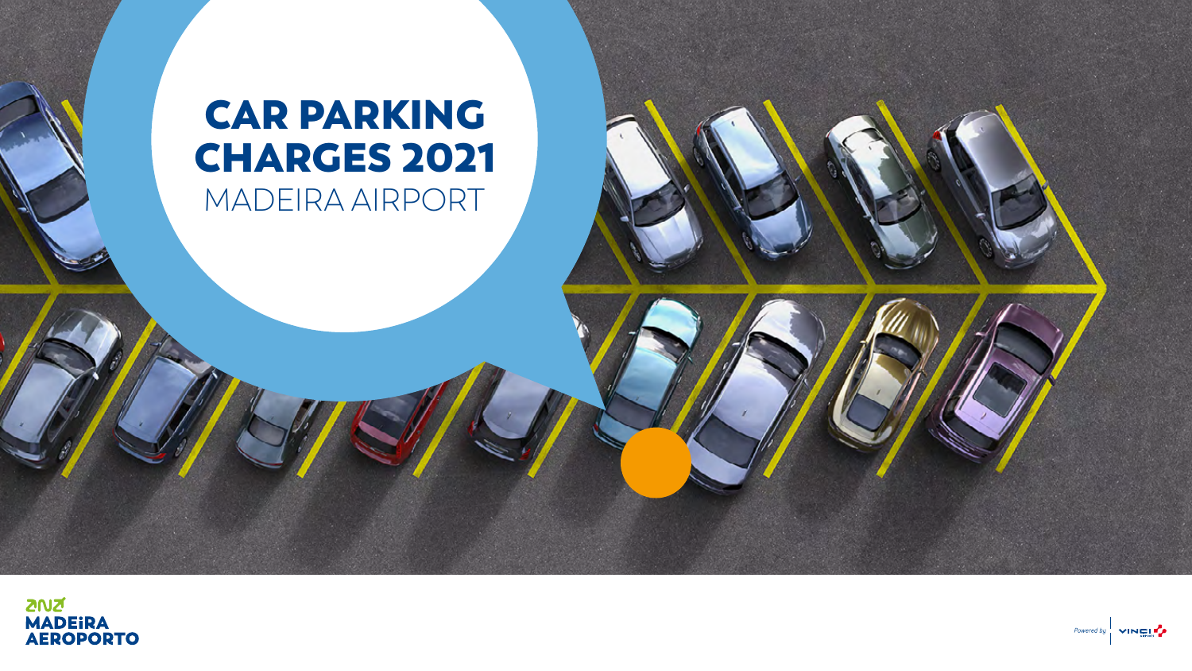# CAR PARKING CHARGES 2021

MADEIRA AIRPORT

ANA MADEIRA AEROPORTO

Powered by VINCI AIRPORTS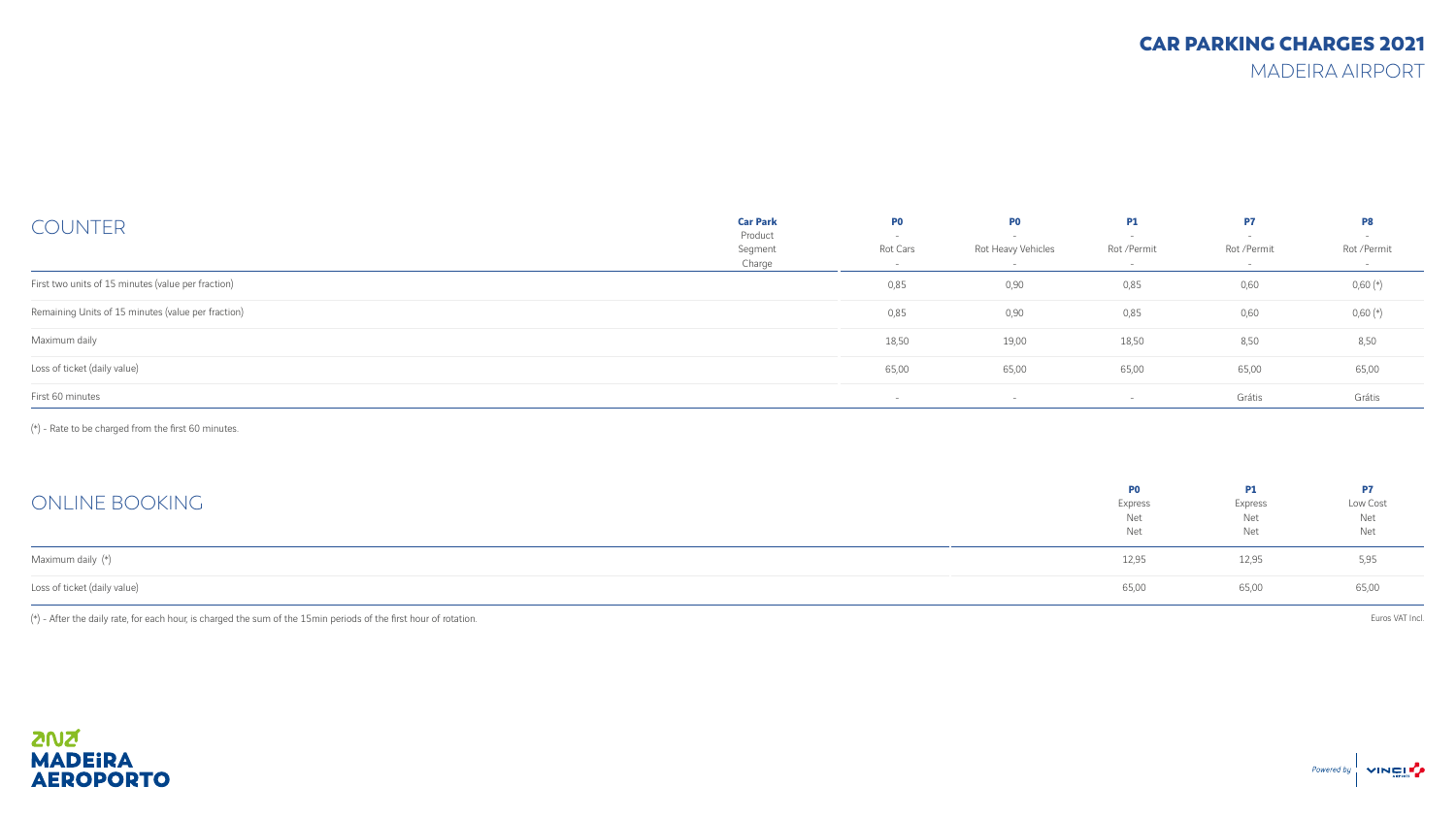# CAR PARKING CHARGES 2021

## MADEIRA AIRPORT

## COUNTER

| Car Park<br>Product<br>Segment<br>Charge | P0<br>-<br>Rot Cars<br>- | P0<br>-<br>Rot Heavy Vehicles<br>- | P1<br>-<br>Rot /Permit<br>- | P7<br>-<br>Rot /Permit<br>- | P8<br>-<br>Rot /Permit<br>- |
|---|---|---|---|---|---|
| First two units of 15 minutes (value per fraction) | 0,85 | 0,90 | 0,85 | 0,60 | 0,60 (*) |
| Remaining Units of 15 minutes (value per fraction) | 0,85 | 0,90 | 0,85 | 0,60 | 0,60 (*) |
| Maximum daily | 18,50 | 19,00 | 18,50 | 8,50 | 8,50 |
| Loss of ticket (daily value) | 65,00 | 65,00 | 65,00 | 65,00 | 65,00 |
| First 60 minutes | - | - | - | Grátis | Grátis |

(*) - Rate to be charged from the first 60 minutes.

## ONLINE BOOKING

| | P0<br>Express<br>Net<br>Net | P1<br>Express<br>Net<br>Net | P7<br>Low Cost<br>Net<br>Net |
|---|---|---|---|
| Maximum daily (*) | 12,95 | 12,95 | 5,95 |
| Loss of ticket (daily value) | 65,00 | 65,00 | 65,00 |

(*) - After the daily rate, for each hour, is charged the sum of the 15min periods of the first hour of rotation.

Euros VAT Incl.

ANA MADEIRA AEROPORTO

Powered by VINCI AIRPORTS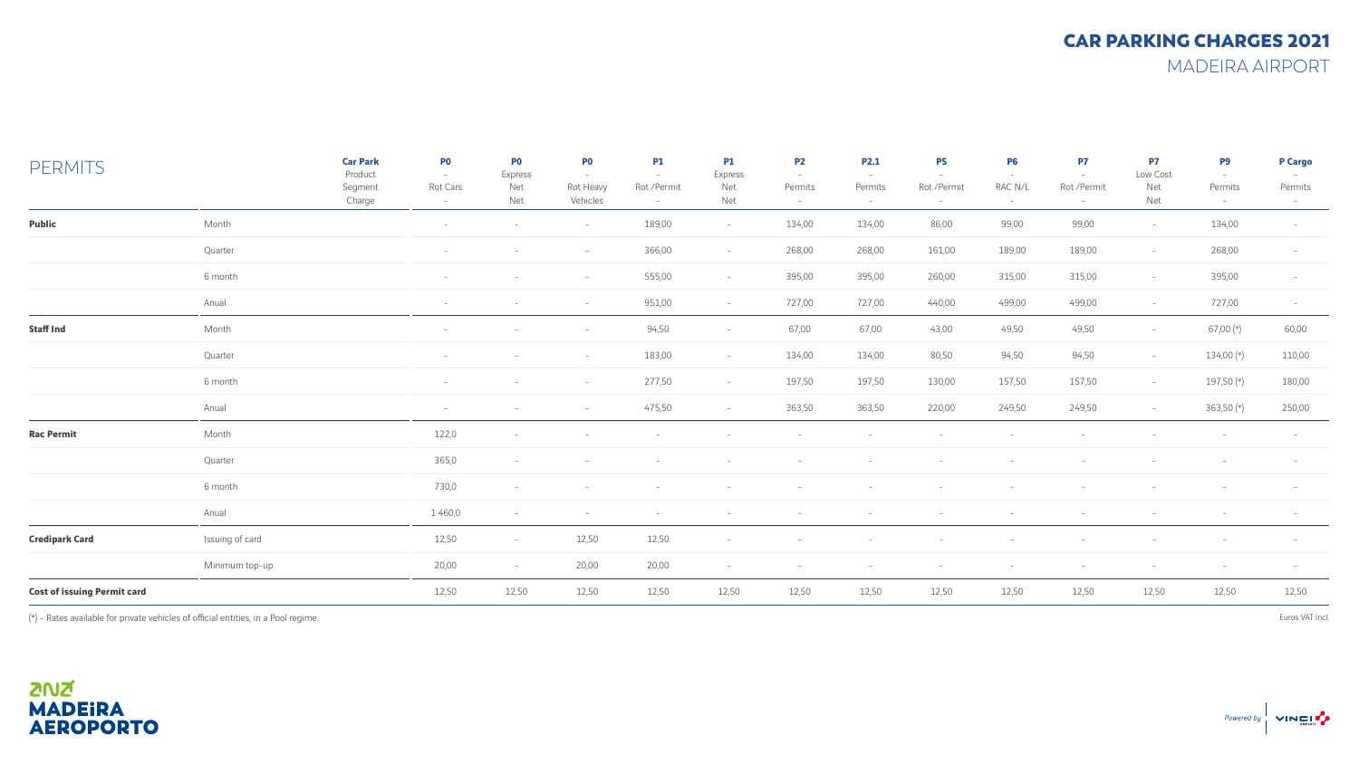# CAR PARKING CHARGES 2021

## MADEIRA AIRPORT

## PERMITS

| | Car Park<br>Product<br>Segment<br>Charge | P0<br>-<br>Rot Cars<br>- | P0<br>Express<br>Net<br>Net | P0<br>-<br>Rot Heavy<br>Vehicles | P1<br>-<br>Rot /Permit<br>- | P1<br>Express<br>Net<br>Net | P2<br>-<br>Permits<br>- | P2.1<br>-<br>Permits<br>- | P5<br>-<br>Rot /Permit<br>- | P6<br>-<br>RAC N/L<br>- | P7<br>-<br>Rot /Permit<br>- | P7<br>Low Cost<br>Net<br>Net | P9<br>-<br>Permits<br>- | P Cargo<br>-<br>Permits<br>- |
|---|---|---|---|---|---|---|---|---|---|---|---|---|---|---|
| **Public** | Month | - | - | - | 189,00 | - | 134,00 | 134,00 | 86,00 | 99,00 | 99,00 | - | 134,00 | - |
| | Quarter | - | - | - | 366,00 | - | 268,00 | 268,00 | 161,00 | 189,00 | 189,00 | - | 268,00 | - |
| | 6 month | - | - | - | 555,00 | - | 395,00 | 395,00 | 260,00 | 315,00 | 315,00 | - | 395,00 | - |
| | Anual | - | - | - | 951,00 | - | 727,00 | 727,00 | 440,00 | 499,00 | 499,00 | - | 727,00 | - |
| **Staff Ind** | Month | - | - | - | 94,50 | - | 67,00 | 67,00 | 43,00 | 49,50 | 49,50 | - | 67,00 (*) | 60,00 |
| | Quarter | - | - | - | 183,00 | - | 134,00 | 134,00 | 80,50 | 94,50 | 94,50 | - | 134,00 (*) | 110,00 |
| | 6 month | - | - | - | 277,50 | - | 197,50 | 197,50 | 130,00 | 157,50 | 157,50 | - | 197,50 (*) | 180,00 |
| | Anual | - | - | - | 475,50 | - | 363,50 | 363,50 | 220,00 | 249,50 | 249,50 | - | 363,50 (*) | 250,00 |
| **Rac Permit** | Month | 122,0 | - | - | - | - | - | - | - | - | - | - | - | - |
| | Quarter | 365,0 | - | - | - | - | - | - | - | - | - | - | - | - |
| | 6 month | 730,0 | - | - | - | - | - | - | - | - | - | - | - | - |
| | Anual | 1 460,0 | - | - | - | - | - | - | - | - | - | - | - | - |
| **Credipark Card** | Issuing of card | 12,50 | - | 12,50 | 12,50 | - | - | - | - | - | - | - | - | - |
| | Minimum top-up | 20,00 | - | 20,00 | 20,00 | - | - | - | - | - | - | - | - | - |
| **Cost of issuing Permit card** | | 12,50 | 12,50 | 12,50 | 12,50 | 12,50 | 12,50 | 12,50 | 12,50 | 12,50 | 12,50 | 12,50 | 12,50 | 12,50 |

(*) - Rates available for private vehicles of official entities, in a Pool regime.

Euros VAT Incl.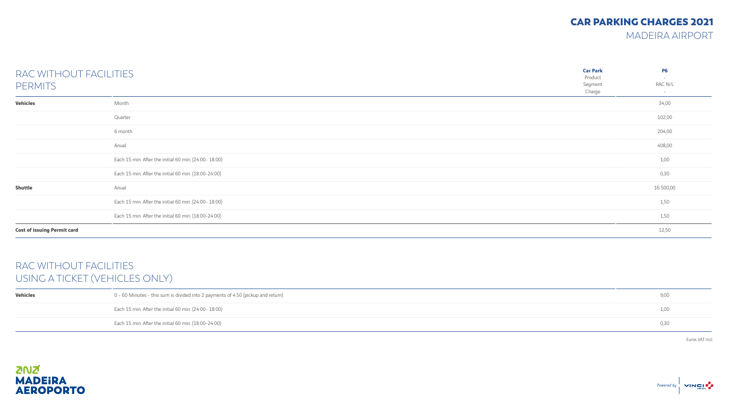# CAR PARKING CHARGES 2021
MADEIRA AIRPORT

## RAC WITHOUT FACILITIES PERMITS

| | Car Park<br>Product<br>Segment<br>Charge | P6<br>-<br>RAC N/L<br>- |
|---|---|---|
| **Vehicles** | Month | 34,00 |
| | Quarter | 102,00 |
| | 6 month | 204,00 |
| | Anual | 408,00 |
| | Each 15 min. After the initial 60 min. (24:00- 18:00) | 1,00 |
| | Each 15 min. After the initial 60 min. (18:00-24:00) | 0,30 |
| **Shuttle** | Anual | 16 500,00 |
| | Each 15 min. After the initial 60 min. (24:00- 18:00) | 1,50 |
| | Each 15 min. After the initial 60 min. (18:00-24:00) | 1,50 |
| **Cost of issuing Permit card** | | 12,50 |

## RAC WITHOUT FACILITIES USING A TICKET (VEHICLES ONLY)

| | | |
|---|---|---|
| **Vehicles** | 0 - 60 Minutes - this sum is divided into 2 payments of 4.50 (pickup and return) | 9,00 |
| | Each 15 min. After the initial 60 min. (24:00- 18:00) | 1,00 |
| | Each 15 min. After the initial 60 min. (18:00-24:00) | 0,30 |

Euros VAT Incl.

ANA MADEIRA AEROPORTO

Powered by VINCI AIRPORTS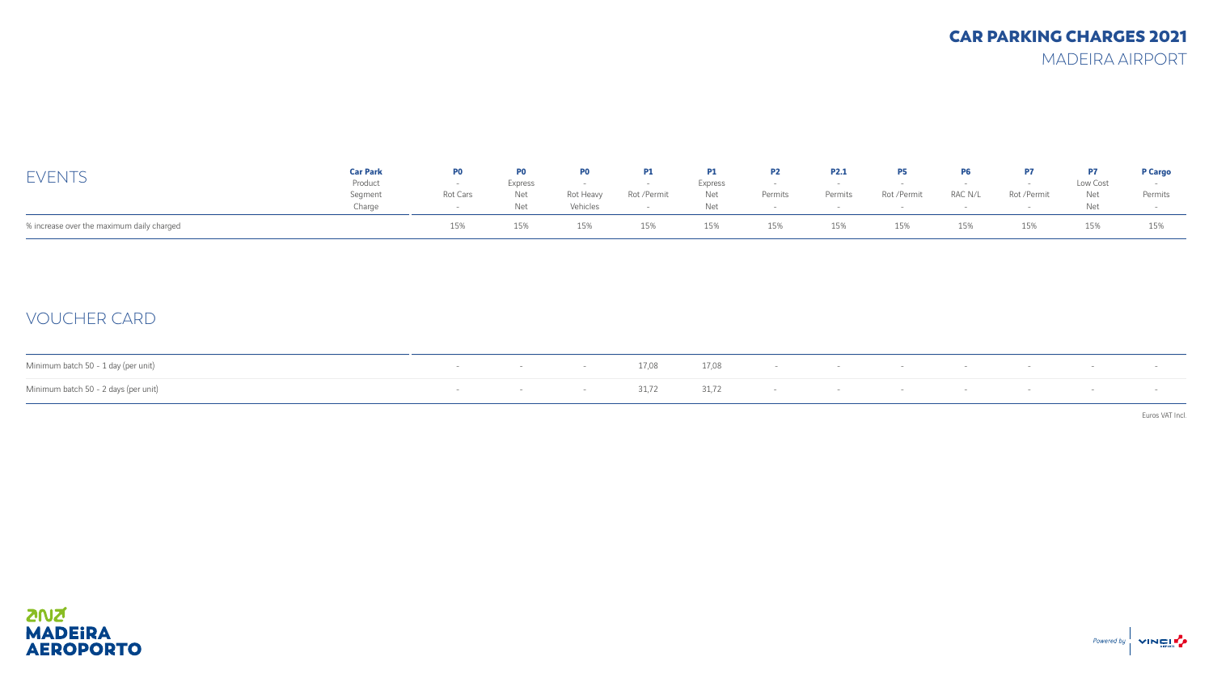# CAR PARKING CHARGES 2021

## MADEIRA AIRPORT

## EVENTS

| Car Park | P0 | P0 | P0 | P1 | P1 | P2 | P2.1 | P5 | P6 | P7 | P7 | P Cargo |
|---|---|---|---|---|---|---|---|---|---|---|---|---|
| Product | - | Express | - | - | Express | - | - | - | - | - | Low Cost | - |
| Segment | Rot Cars | Net | Rot Heavy | Rot /Permit | Net | Permits | Permits | Rot /Permit | RAC N/L | Rot /Permit | Net | Permits |
| Charge | - | Net | Vehicles | - | Net | - | - | - | - | - | Net | - |
| % increase over the maximum daily charged | 15% | 15% | 15% | 15% | 15% | 15% | 15% | 15% | 15% | 15% | 15% | 15% |

## VOUCHER CARD

| | | | | | | | | | | | | |
|---|---|---|---|---|---|---|---|---|---|---|---|---|
| Minimum batch 50 - 1 day (per unit) | - | - | - | 17,08 | 17,08 | - | - | - | - | - | - | - |
| Minimum batch 50 - 2 days (per unit) | - | - | - | 31,72 | 31,72 | - | - | - | - | - | - | - |

Euros VAT Incl.